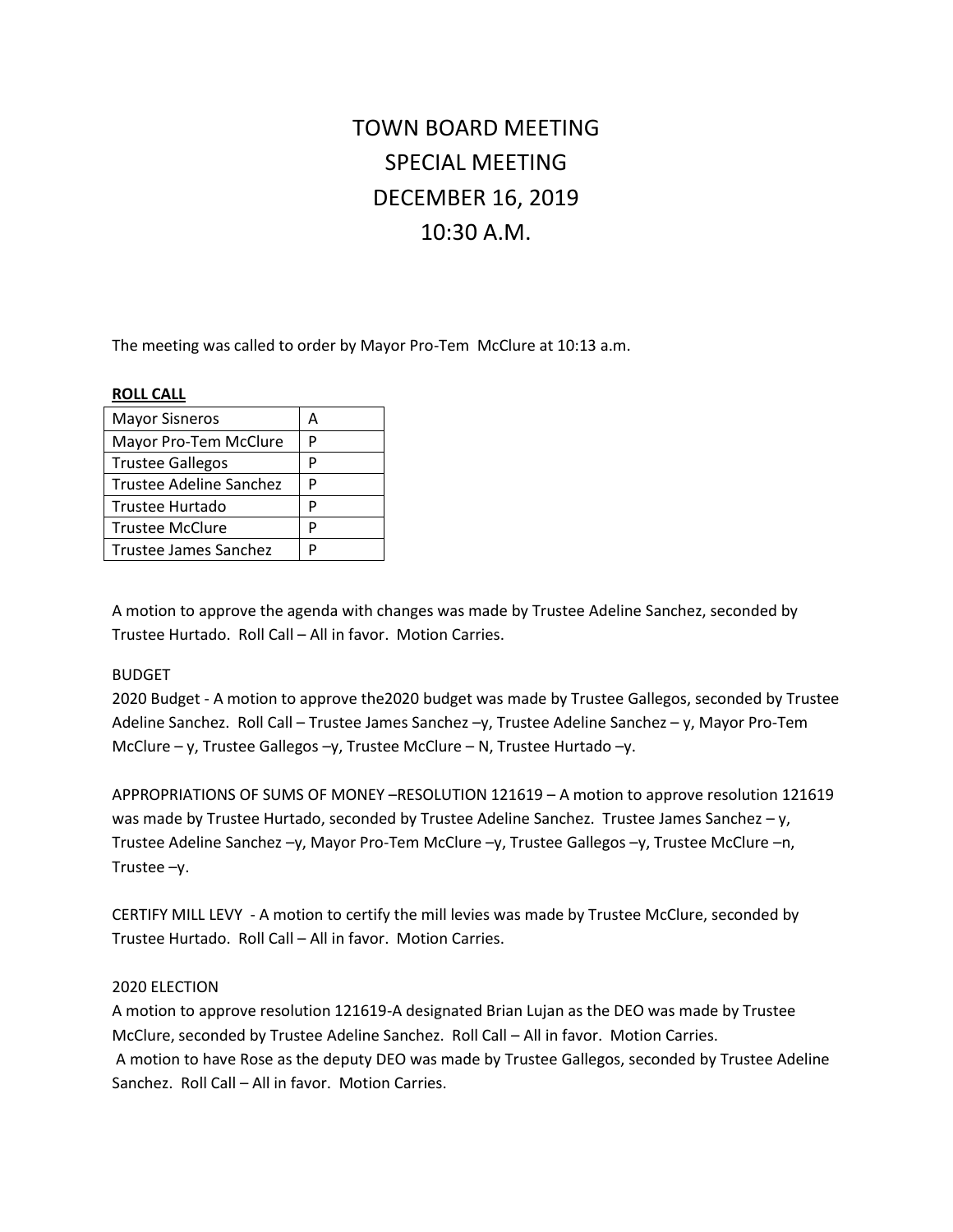# TOWN BOARD MEETING
# SPECIAL MEETING
# DECEMBER 16, 2019
# 10:30 A.M.

The meeting was called to order by Mayor Pro-Tem McClure at 10:13 a.m.

**ROLL CALL**

| | |
|---|---|
| Mayor Sisneros | A |
| Mayor Pro-Tem McClure | P |
| Trustee Gallegos | P |
| Trustee Adeline Sanchez | P |
| Trustee Hurtado | P |
| Trustee McClure | P |
| Trustee James Sanchez | P |

A motion to approve the agenda with changes was made by Trustee Adeline Sanchez, seconded by Trustee Hurtado. Roll Call – All in favor. Motion Carries.

BUDGET

2020 Budget - A motion to approve the2020 budget was made by Trustee Gallegos, seconded by Trustee Adeline Sanchez. Roll Call – Trustee James Sanchez –y, Trustee Adeline Sanchez – y, Mayor Pro-Tem McClure – y, Trustee Gallegos –y, Trustee McClure – N, Trustee Hurtado –y.

APPROPRIATIONS OF SUMS OF MONEY –RESOLUTION 121619 – A motion to approve resolution 121619 was made by Trustee Hurtado, seconded by Trustee Adeline Sanchez. Trustee James Sanchez – y, Trustee Adeline Sanchez –y, Mayor Pro-Tem McClure –y, Trustee Gallegos –y, Trustee McClure –n, Trustee –y.

CERTIFY MILL LEVY - A motion to certify the mill levies was made by Trustee McClure, seconded by Trustee Hurtado. Roll Call – All in favor. Motion Carries.

2020 ELECTION

A motion to approve resolution 121619-A designated Brian Lujan as the DEO was made by Trustee McClure, seconded by Trustee Adeline Sanchez. Roll Call – All in favor. Motion Carries.

A motion to have Rose as the deputy DEO was made by Trustee Gallegos, seconded by Trustee Adeline Sanchez. Roll Call – All in favor. Motion Carries.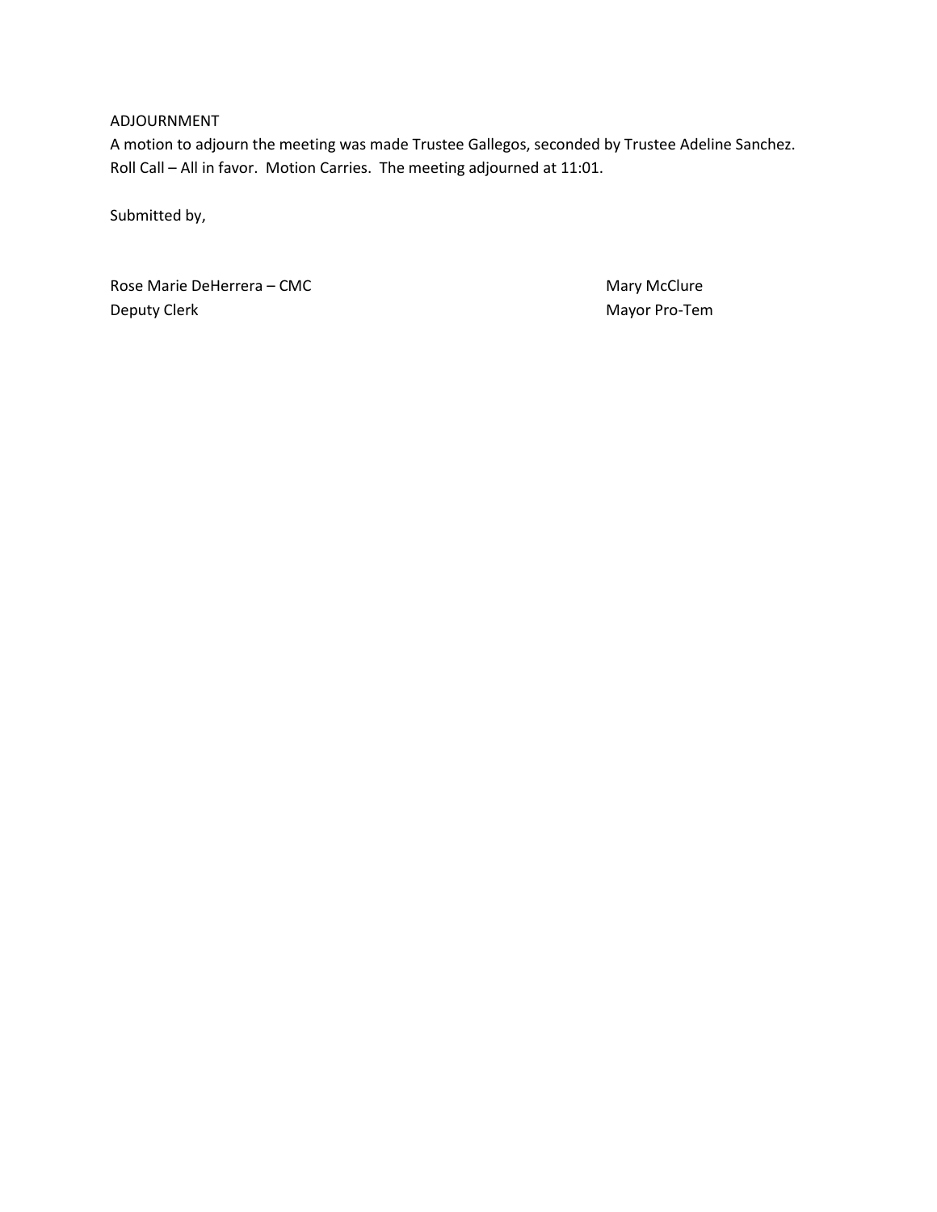ADJOURNMENT

A motion to adjourn the meeting was made Trustee Gallegos, seconded by Trustee Adeline Sanchez. Roll Call – All in favor. Motion Carries. The meeting adjourned at 11:01.

Submitted by,

Rose Marie DeHerrera – CMC
Deputy Clerk

Mary McClure
Mayor Pro-Tem